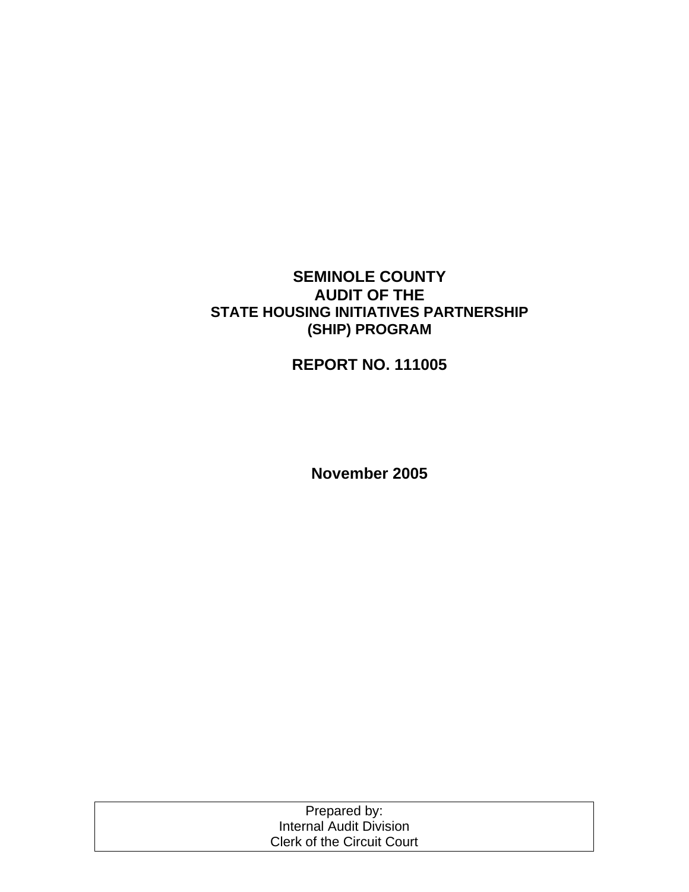# SEMINOLE COUNTY
# AUDIT OF THE
## STATE HOUSING INITIATIVES PARTNERSHIP (SHIP) PROGRAM

## REPORT NO. 111005

**November 2005**

| Prepared by: |
| --- |
| Internal Audit Division |
| Clerk of the Circuit Court |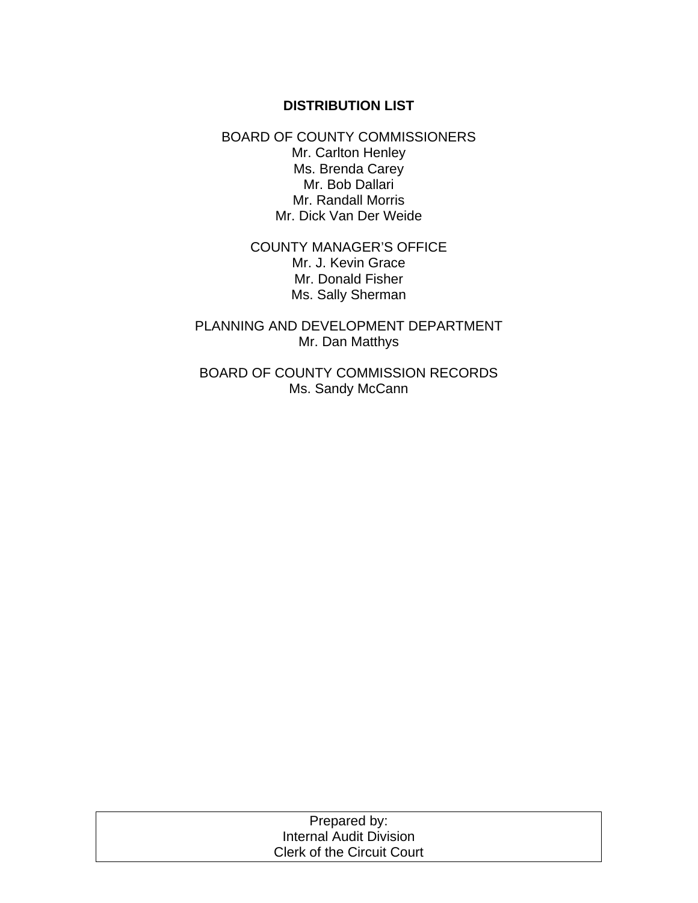**DISTRIBUTION LIST**

BOARD OF COUNTY COMMISSIONERS
Mr. Carlton Henley
Ms. Brenda Carey
Mr. Bob Dallari
Mr. Randall Morris
Mr. Dick Van Der Weide

COUNTY MANAGER'S OFFICE
Mr. J. Kevin Grace
Mr. Donald Fisher
Ms. Sally Sherman

PLANNING AND DEVELOPMENT DEPARTMENT
Mr. Dan Matthys

BOARD OF COUNTY COMMISSION RECORDS
Ms. Sandy McCann

| Prepared by:<br>Internal Audit Division<br>Clerk of the Circuit Court |
|---|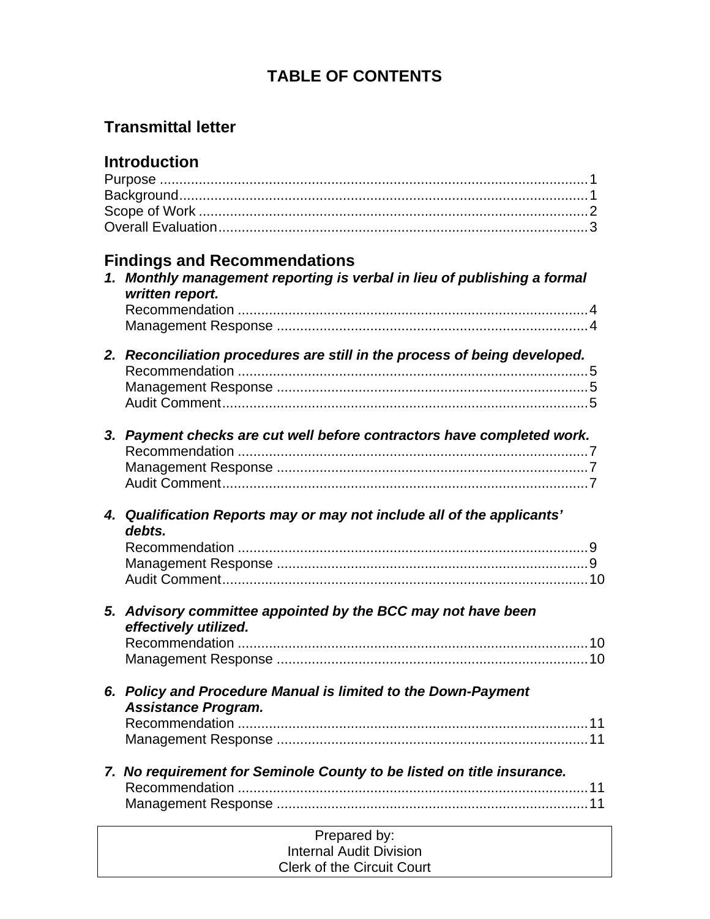# TABLE OF CONTENTS

## Transmittal letter

## Introduction

Purpose .............................................................................................................1
Background.........................................................................................................1
Scope of Work ....................................................................................................2
Overall Evaluation...............................................................................................3

## Findings and Recommendations

1. ***Monthly management reporting is verbal in lieu of publishing a formal written report.***
   Recommendation .........................................................................................4
   Management Response ...............................................................................4

2. ***Reconciliation procedures are still in the process of being developed.***
   Recommendation .........................................................................................5
   Management Response ...............................................................................5
   Audit Comment.............................................................................................5

3. ***Payment checks are cut well before contractors have completed work.***
   Recommendation .........................................................................................7
   Management Response ...............................................................................7
   Audit Comment.............................................................................................7

4. ***Qualification Reports may or may not include all of the applicants' debts.***
   Recommendation .........................................................................................9
   Management Response ...............................................................................9
   Audit Comment.............................................................................................10

5. ***Advisory committee appointed by the BCC may not have been effectively utilized.***
   Recommendation .........................................................................................10
   Management Response ...............................................................................10

6. ***Policy and Procedure Manual is limited to the Down-Payment Assistance Program.***
   Recommendation .........................................................................................11
   Management Response ...............................................................................11

7. ***No requirement for Seminole County to be listed on title insurance.***
   Recommendation .........................................................................................11
   Management Response ...............................................................................11

| Prepared by: Internal Audit Division Clerk of the Circuit Court |
| --- |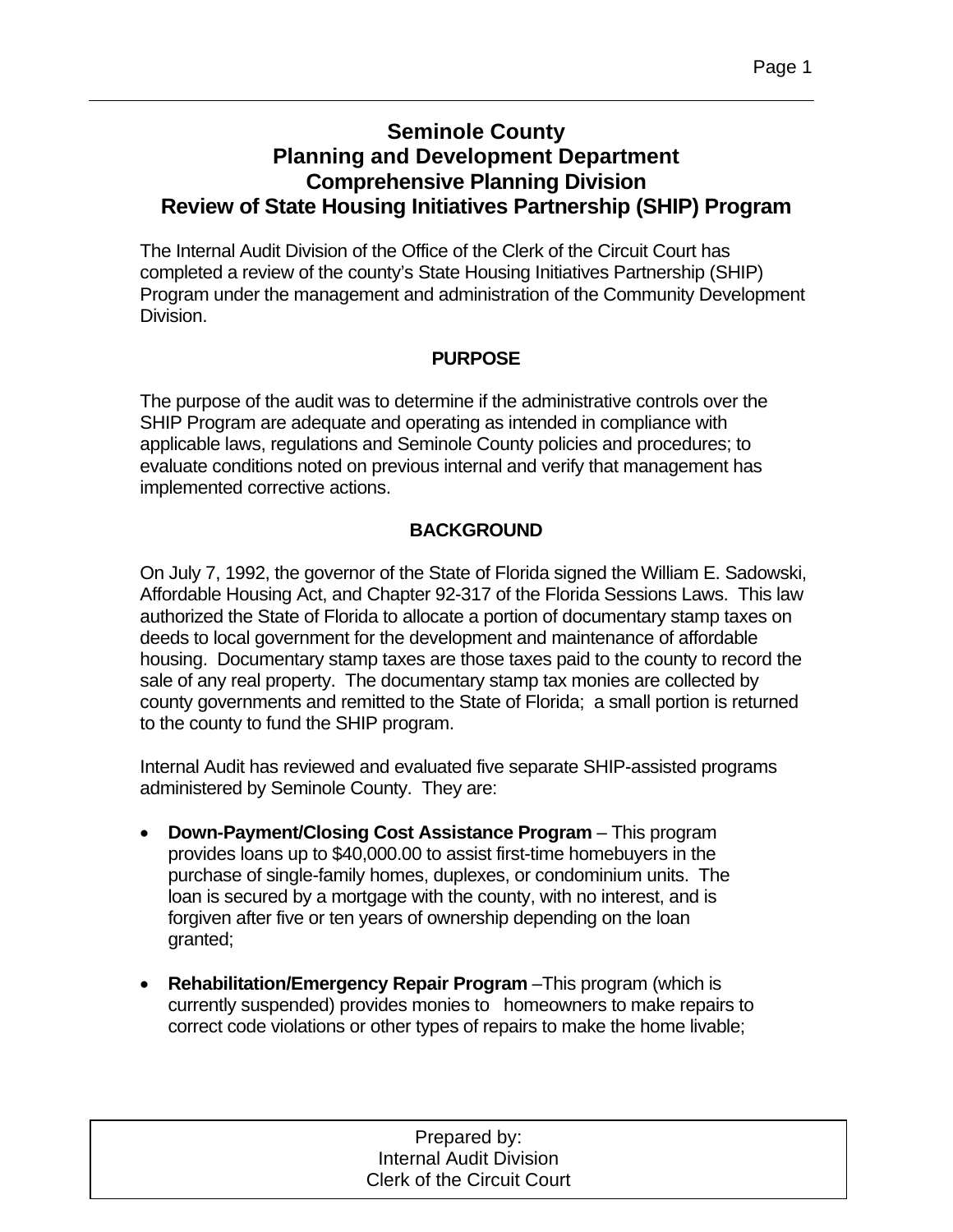# Seminole County
## Planning and Development Department
## Comprehensive Planning Division
## Review of State Housing Initiatives Partnership (SHIP) Program

The Internal Audit Division of the Office of the Clerk of the Circuit Court has completed a review of the county's State Housing Initiatives Partnership (SHIP) Program under the management and administration of the Community Development Division.

### PURPOSE

The purpose of the audit was to determine if the administrative controls over the SHIP Program are adequate and operating as intended in compliance with applicable laws, regulations and Seminole County policies and procedures; to evaluate conditions noted on previous internal and verify that management has implemented corrective actions.

### BACKGROUND

On July 7, 1992, the governor of the State of Florida signed the William E. Sadowski, Affordable Housing Act, and Chapter 92-317 of the Florida Sessions Laws. This law authorized the State of Florida to allocate a portion of documentary stamp taxes on deeds to local government for the development and maintenance of affordable housing. Documentary stamp taxes are those taxes paid to the county to record the sale of any real property. The documentary stamp tax monies are collected by county governments and remitted to the State of Florida; a small portion is returned to the county to fund the SHIP program.

Internal Audit has reviewed and evaluated five separate SHIP-assisted programs administered by Seminole County. They are:

- **Down-Payment/Closing Cost Assistance Program** – This program provides loans up to $40,000.00 to assist first-time homebuyers in the purchase of single-family homes, duplexes, or condominium units. The loan is secured by a mortgage with the county, with no interest, and is forgiven after five or ten years of ownership depending on the loan granted;
- **Rehabilitation/Emergency Repair Program** –This program (which is currently suspended) provides monies to homeowners to make repairs to correct code violations or other types of repairs to make the home livable;

Prepared by:
Internal Audit Division
Clerk of the Circuit Court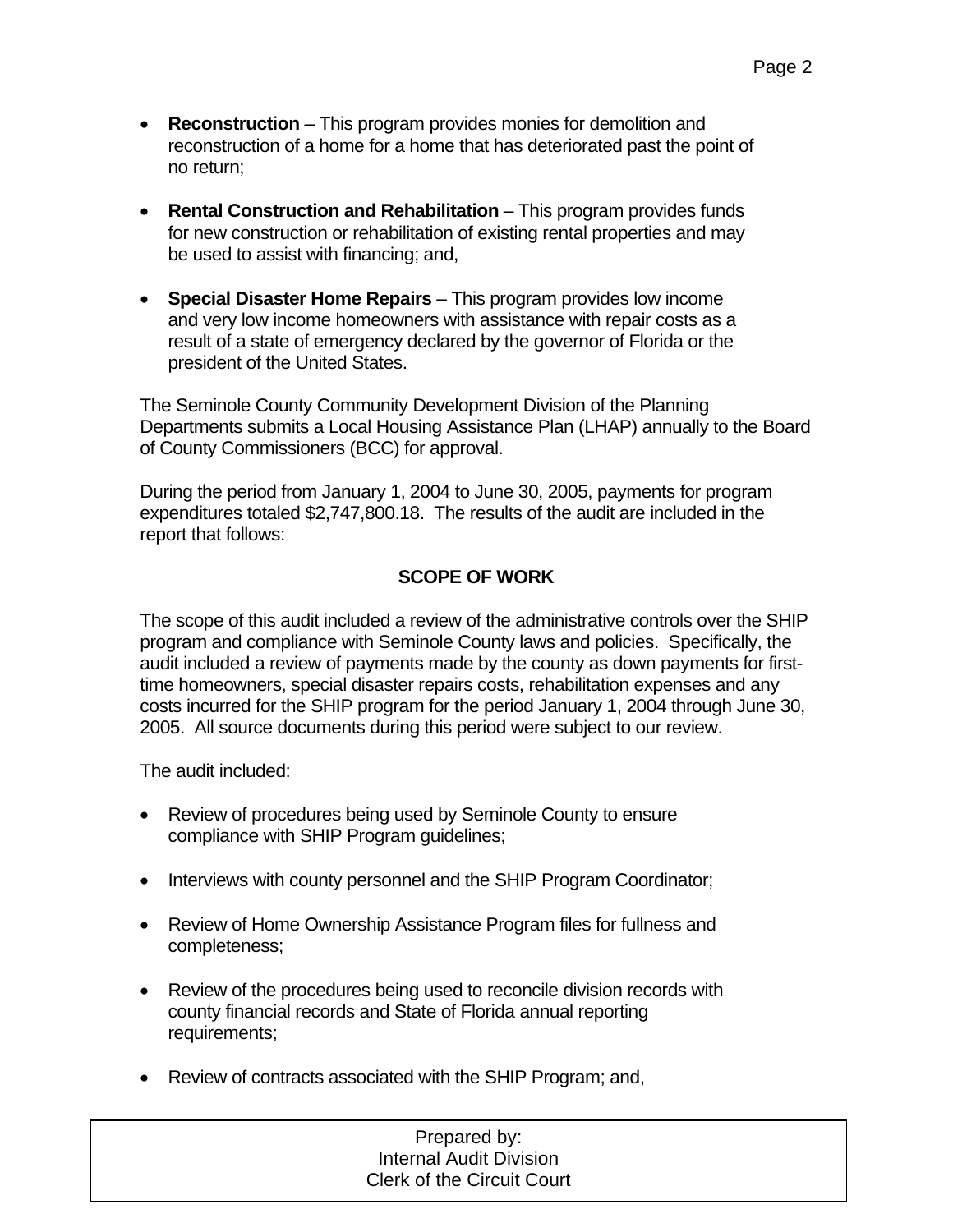- **Reconstruction** – This program provides monies for demolition and reconstruction of a home for a home that has deteriorated past the point of no return;

- **Rental Construction and Rehabilitation** – This program provides funds for new construction or rehabilitation of existing rental properties and may be used to assist with financing; and,

- **Special Disaster Home Repairs** – This program provides low income and very low income homeowners with assistance with repair costs as a result of a state of emergency declared by the governor of Florida or the president of the United States.

The Seminole County Community Development Division of the Planning Departments submits a Local Housing Assistance Plan (LHAP) annually to the Board of County Commissioners (BCC) for approval.

During the period from January 1, 2004 to June 30, 2005, payments for program expenditures totaled $2,747,800.18. The results of the audit are included in the report that follows:

## SCOPE OF WORK

The scope of this audit included a review of the administrative controls over the SHIP program and compliance with Seminole County laws and policies. Specifically, the audit included a review of payments made by the county as down payments for first-time homeowners, special disaster repairs costs, rehabilitation expenses and any costs incurred for the SHIP program for the period January 1, 2004 through June 30, 2005. All source documents during this period were subject to our review.

The audit included:

- Review of procedures being used by Seminole County to ensure compliance with SHIP Program guidelines;

- Interviews with county personnel and the SHIP Program Coordinator;

- Review of Home Ownership Assistance Program files for fullness and completeness;

- Review of the procedures being used to reconcile division records with county financial records and State of Florida annual reporting requirements;

- Review of contracts associated with the SHIP Program; and,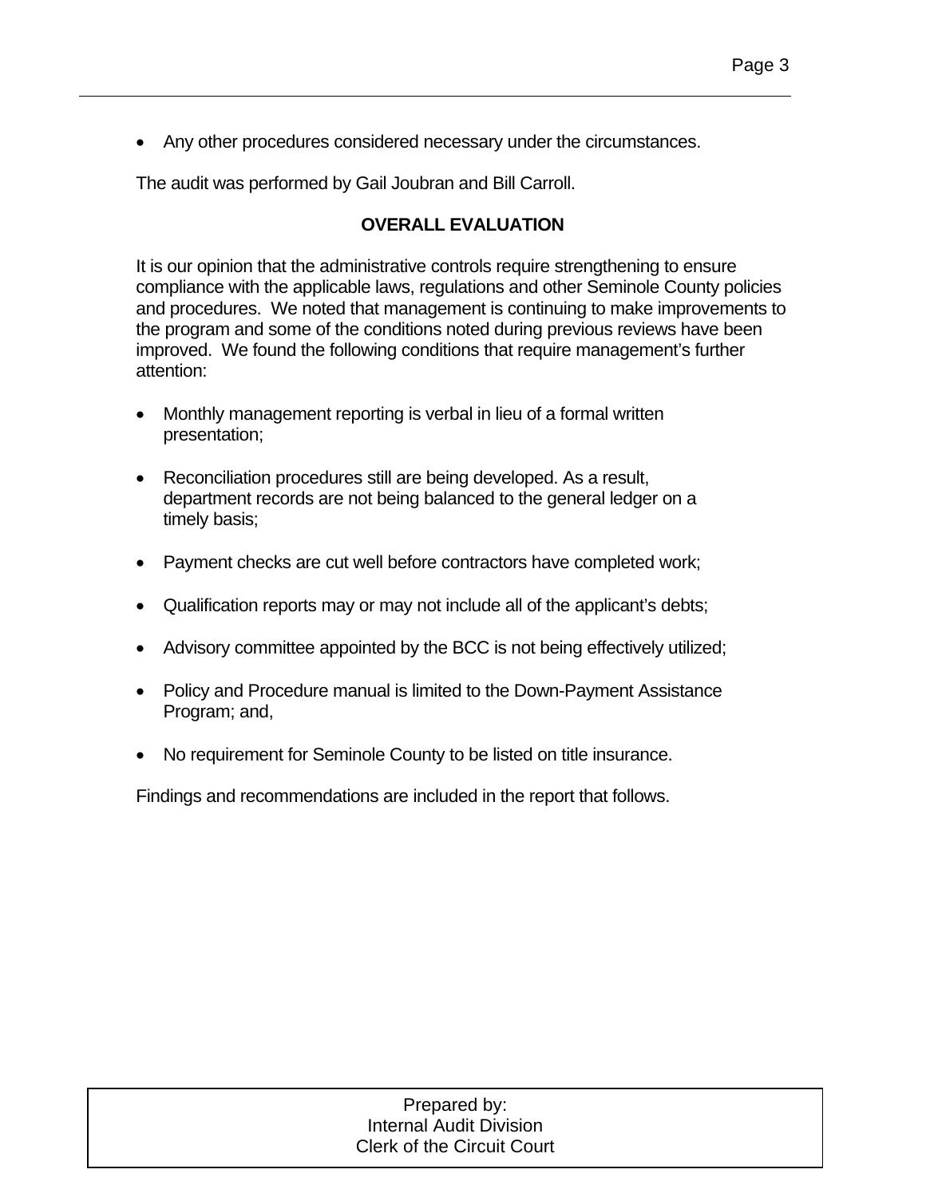- Any other procedures considered necessary under the circumstances.

The audit was performed by Gail Joubran and Bill Carroll.

## OVERALL EVALUATION

It is our opinion that the administrative controls require strengthening to ensure compliance with the applicable laws, regulations and other Seminole County policies and procedures. We noted that management is continuing to make improvements to the program and some of the conditions noted during previous reviews have been improved. We found the following conditions that require management's further attention:

- Monthly management reporting is verbal in lieu of a formal written presentation;
- Reconciliation procedures still are being developed. As a result, department records are not being balanced to the general ledger on a timely basis;
- Payment checks are cut well before contractors have completed work;
- Qualification reports may or may not include all of the applicant's debts;
- Advisory committee appointed by the BCC is not being effectively utilized;
- Policy and Procedure manual is limited to the Down-Payment Assistance Program; and,
- No requirement for Seminole County to be listed on title insurance.

Findings and recommendations are included in the report that follows.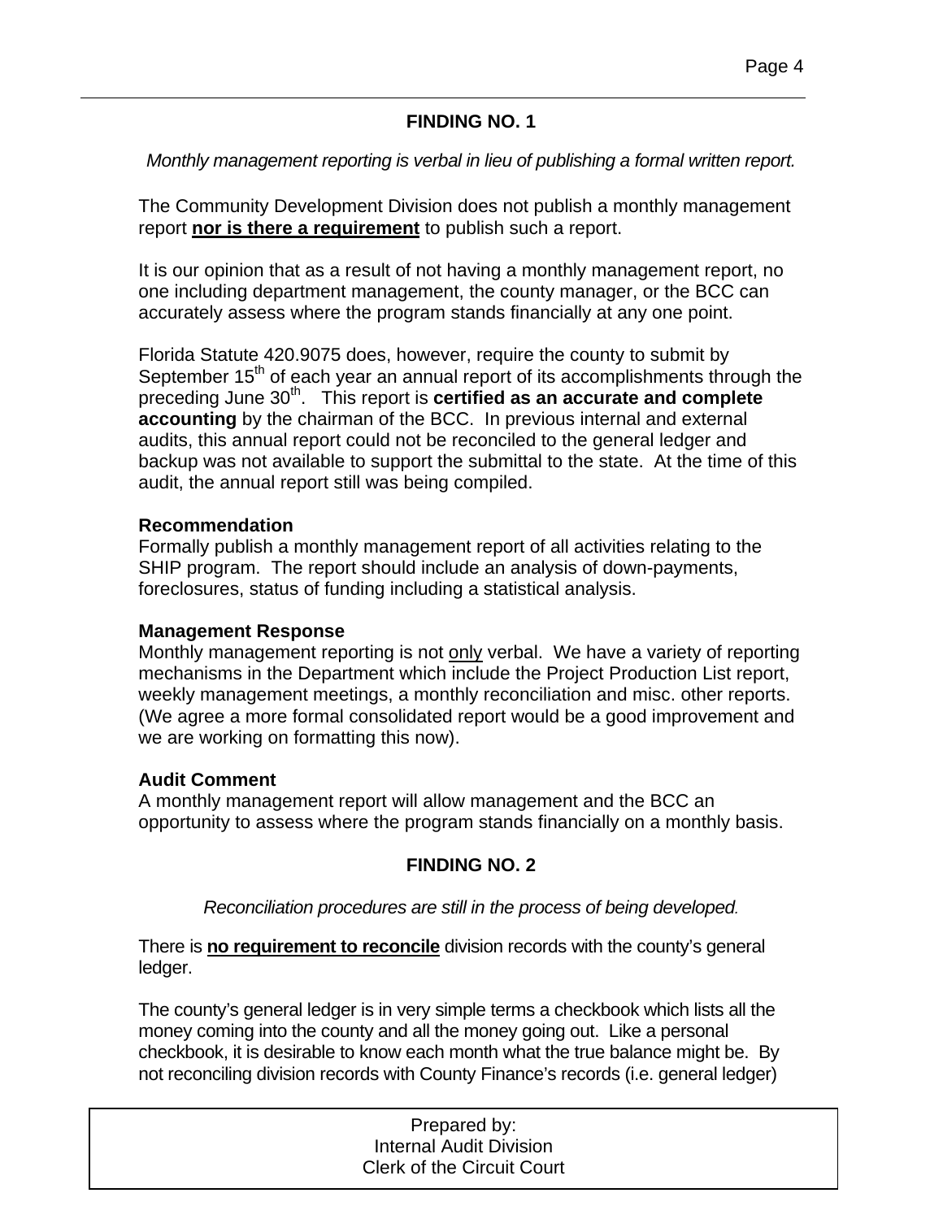## FINDING NO. 1

*Monthly management reporting is verbal in lieu of publishing a formal written report.*

The Community Development Division does not publish a monthly management report **nor is there a requirement** to publish such a report.

It is our opinion that as a result of not having a monthly management report, no one including department management, the county manager, or the BCC can accurately assess where the program stands financially at any one point.

Florida Statute 420.9075 does, however, require the county to submit by September 15th of each year an annual report of its accomplishments through the preceding June 30th. This report is **certified as an accurate and complete accounting** by the chairman of the BCC. In previous internal and external audits, this annual report could not be reconciled to the general ledger and backup was not available to support the submittal to the state. At the time of this audit, the annual report still was being compiled.

**Recommendation**
Formally publish a monthly management report of all activities relating to the SHIP program. The report should include an analysis of down-payments, foreclosures, status of funding including a statistical analysis.

**Management Response**
Monthly management reporting is not only verbal. We have a variety of reporting mechanisms in the Department which include the Project Production List report, weekly management meetings, a monthly reconciliation and misc. other reports. (We agree a more formal consolidated report would be a good improvement and we are working on formatting this now).

**Audit Comment**
A monthly management report will allow management and the BCC an opportunity to assess where the program stands financially on a monthly basis.

## FINDING NO. 2

*Reconciliation procedures are still in the process of being developed.*

There is **no requirement to reconcile** division records with the county's general ledger.

The county's general ledger is in very simple terms a checkbook which lists all the money coming into the county and all the money going out. Like a personal checkbook, it is desirable to know each month what the true balance might be. By not reconciling division records with County Finance's records (i.e. general ledger)

Prepared by:
Internal Audit Division
Clerk of the Circuit Court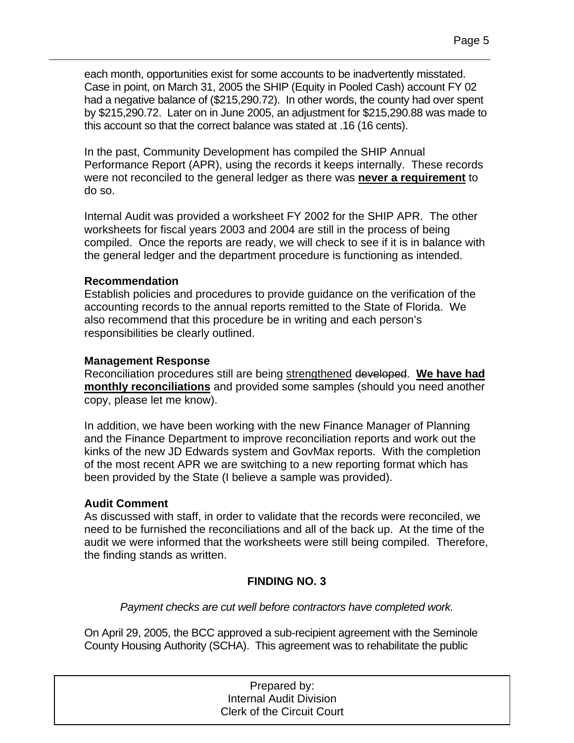each month, opportunities exist for some accounts to be inadvertently misstated. Case in point, on March 31, 2005 the SHIP (Equity in Pooled Cash) account FY 02 had a negative balance of ($215,290.72). In other words, the county had over spent by $215,290.72. Later on in June 2005, an adjustment for $215,290.88 was made to this account so that the correct balance was stated at .16 (16 cents).

In the past, Community Development has compiled the SHIP Annual Performance Report (APR), using the records it keeps internally. These records were not reconciled to the general ledger as there was **never a requirement** to do so.

Internal Audit was provided a worksheet FY 2002 for the SHIP APR. The other worksheets for fiscal years 2003 and 2004 are still in the process of being compiled. Once the reports are ready, we will check to see if it is in balance with the general ledger and the department procedure is functioning as intended.

**Recommendation**
Establish policies and procedures to provide guidance on the verification of the accounting records to the annual reports remitted to the State of Florida. We also recommend that this procedure be in writing and each person's responsibilities be clearly outlined.

**Management Response**
Reconciliation procedures still are being strengthened ~~developed~~. **We have had monthly reconciliations** and provided some samples (should you need another copy, please let me know).

In addition, we have been working with the new Finance Manager of Planning and the Finance Department to improve reconciliation reports and work out the kinks of the new JD Edwards system and GovMax reports. With the completion of the most recent APR we are switching to a new reporting format which has been provided by the State (I believe a sample was provided).

**Audit Comment**
As discussed with staff, in order to validate that the records were reconciled, we need to be furnished the reconciliations and all of the back up. At the time of the audit we were informed that the worksheets were still being compiled. Therefore, the finding stands as written.

## FINDING NO. 3

*Payment checks are cut well before contractors have completed work.*

On April 29, 2005, the BCC approved a sub-recipient agreement with the Seminole County Housing Authority (SCHA). This agreement was to rehabilitate the public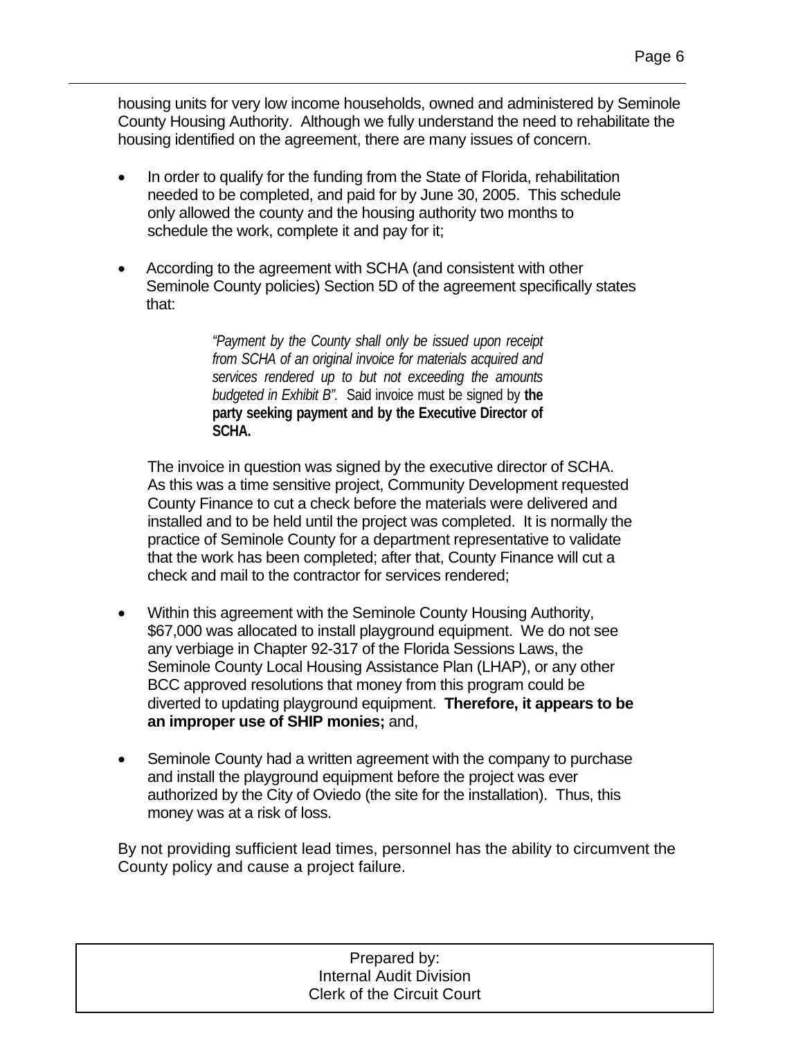housing units for very low income households, owned and administered by Seminole County Housing Authority. Although we fully understand the need to rehabilitate the housing identified on the agreement, there are many issues of concern.

- In order to qualify for the funding from the State of Florida, rehabilitation needed to be completed, and paid for by June 30, 2005. This schedule only allowed the county and the housing authority two months to schedule the work, complete it and pay for it;

- According to the agreement with SCHA (and consistent with other Seminole County policies) Section 5D of the agreement specifically states that:

  > *"Payment by the County shall only be issued upon receipt from SCHA of an original invoice for materials acquired and services rendered up to but not exceeding the amounts budgeted in Exhibit B".* Said invoice must be signed by **the party seeking payment and by the Executive Director of SCHA.**

  The invoice in question was signed by the executive director of SCHA. As this was a time sensitive project, Community Development requested County Finance to cut a check before the materials were delivered and installed and to be held until the project was completed. It is normally the practice of Seminole County for a department representative to validate that the work has been completed; after that, County Finance will cut a check and mail to the contractor for services rendered;

- Within this agreement with the Seminole County Housing Authority, $67,000 was allocated to install playground equipment. We do not see any verbiage in Chapter 92-317 of the Florida Sessions Laws, the Seminole County Local Housing Assistance Plan (LHAP), or any other BCC approved resolutions that money from this program could be diverted to updating playground equipment. **Therefore, it appears to be an improper use of SHIP monies;** and,

- Seminole County had a written agreement with the company to purchase and install the playground equipment before the project was ever authorized by the City of Oviedo (the site for the installation). Thus, this money was at a risk of loss.

By not providing sufficient lead times, personnel has the ability to circumvent the County policy and cause a project failure.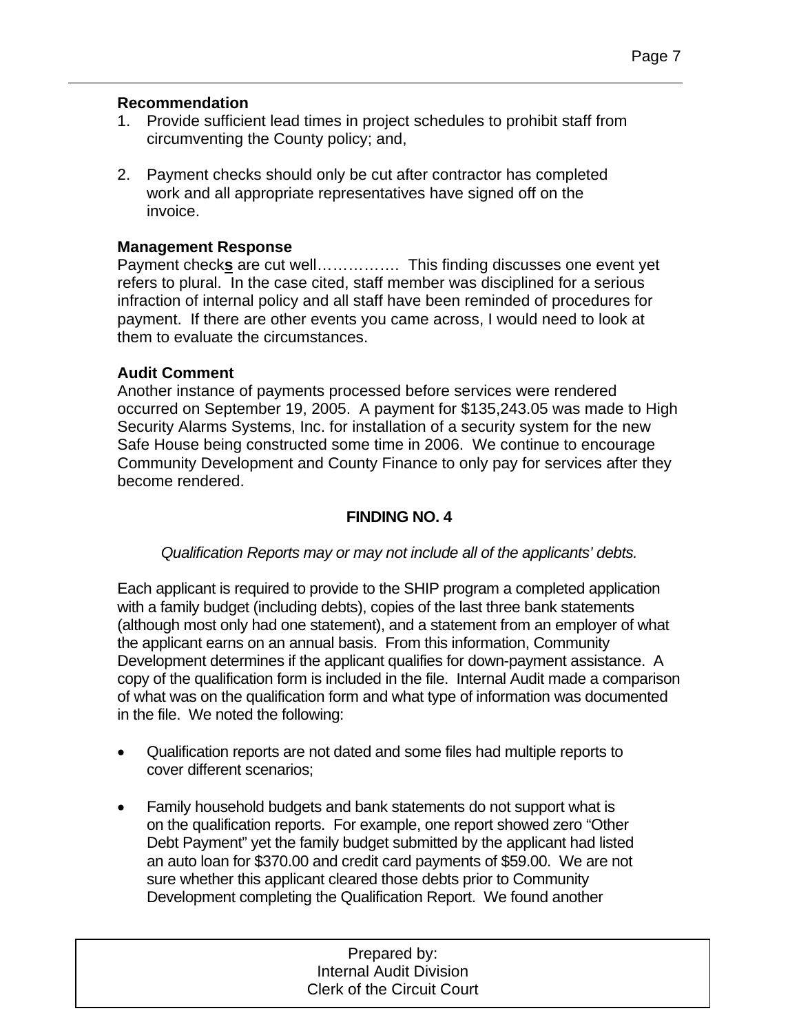**Recommendation**

1. Provide sufficient lead times in project schedules to prohibit staff from circumventing the County policy; and,

2. Payment checks should only be cut after contractor has completed work and all appropriate representatives have signed off on the invoice.

**Management Response**

Payment check**s** are cut well……………. This finding discusses one event yet refers to plural. In the case cited, staff member was disciplined for a serious infraction of internal policy and all staff have been reminded of procedures for payment. If there are other events you came across, I would need to look at them to evaluate the circumstances.

**Audit Comment**

Another instance of payments processed before services were rendered occurred on September 19, 2005. A payment for $135,243.05 was made to High Security Alarms Systems, Inc. for installation of a security system for the new Safe House being constructed some time in 2006. We continue to encourage Community Development and County Finance to only pay for services after they become rendered.

## FINDING NO. 4

*Qualification Reports may or may not include all of the applicants' debts.*

Each applicant is required to provide to the SHIP program a completed application with a family budget (including debts), copies of the last three bank statements (although most only had one statement), and a statement from an employer of what the applicant earns on an annual basis. From this information, Community Development determines if the applicant qualifies for down-payment assistance. A copy of the qualification form is included in the file. Internal Audit made a comparison of what was on the qualification form and what type of information was documented in the file. We noted the following:

- Qualification reports are not dated and some files had multiple reports to cover different scenarios;

- Family household budgets and bank statements do not support what is on the qualification reports. For example, one report showed zero "Other Debt Payment" yet the family budget submitted by the applicant had listed an auto loan for $370.00 and credit card payments of $59.00. We are not sure whether this applicant cleared those debts prior to Community Development completing the Qualification Report. We found another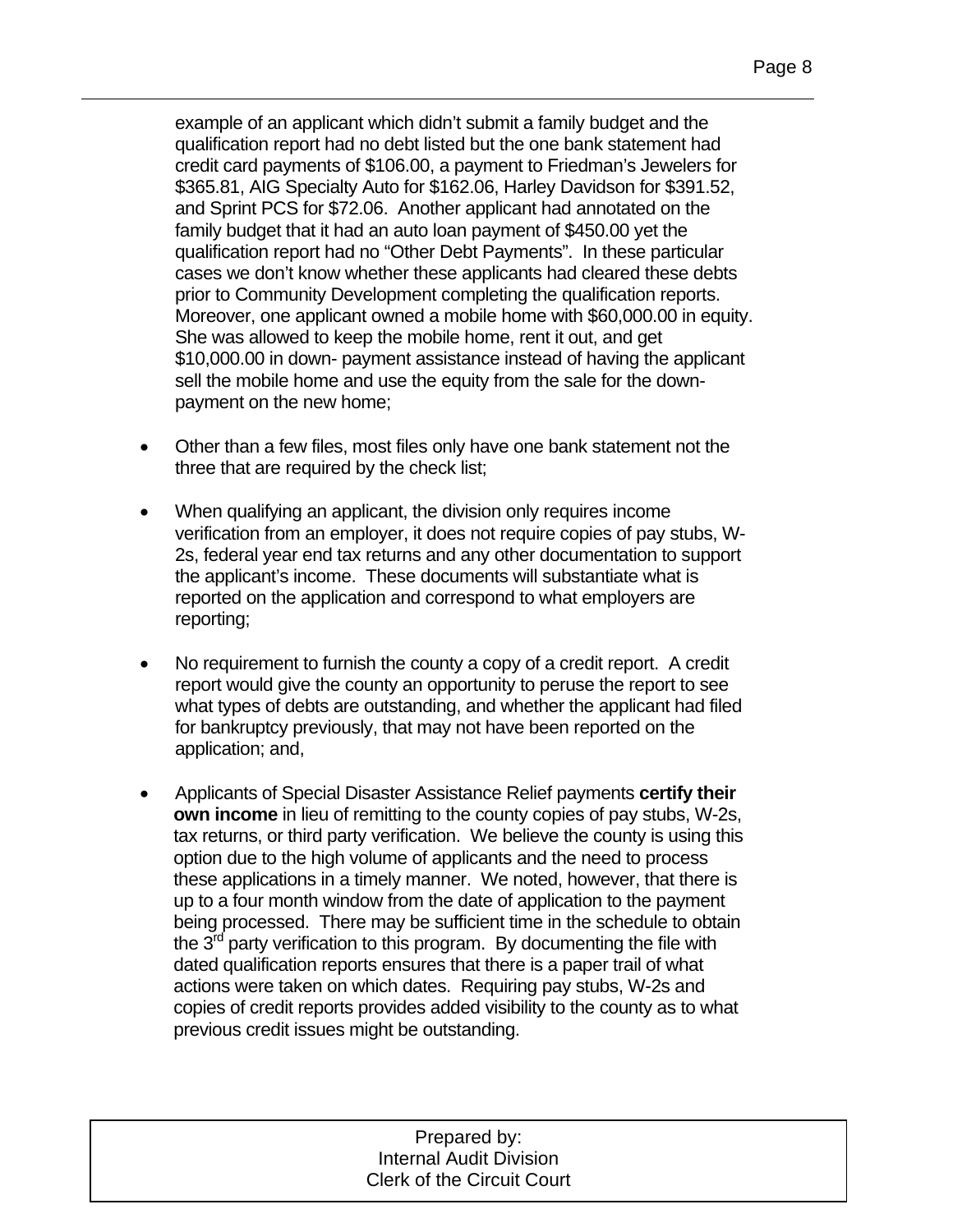example of an applicant which didn't submit a family budget and the qualification report had no debt listed but the one bank statement had credit card payments of $106.00, a payment to Friedman's Jewelers for $365.81, AIG Specialty Auto for $162.06, Harley Davidson for $391.52, and Sprint PCS for $72.06. Another applicant had annotated on the family budget that it had an auto loan payment of $450.00 yet the qualification report had no "Other Debt Payments". In these particular cases we don't know whether these applicants had cleared these debts prior to Community Development completing the qualification reports. Moreover, one applicant owned a mobile home with $60,000.00 in equity. She was allowed to keep the mobile home, rent it out, and get $10,000.00 in down- payment assistance instead of having the applicant sell the mobile home and use the equity from the sale for the down-payment on the new home;

- Other than a few files, most files only have one bank statement not the three that are required by the check list;

- When qualifying an applicant, the division only requires income verification from an employer, it does not require copies of pay stubs, W-2s, federal year end tax returns and any other documentation to support the applicant's income. These documents will substantiate what is reported on the application and correspond to what employers are reporting;

- No requirement to furnish the county a copy of a credit report. A credit report would give the county an opportunity to peruse the report to see what types of debts are outstanding, and whether the applicant had filed for bankruptcy previously, that may not have been reported on the application; and,

- Applicants of Special Disaster Assistance Relief payments **certify their own income** in lieu of remitting to the county copies of pay stubs, W-2s, tax returns, or third party verification. We believe the county is using this option due to the high volume of applicants and the need to process these applications in a timely manner. We noted, however, that there is up to a four month window from the date of application to the payment being processed. There may be sufficient time in the schedule to obtain the 3rd party verification to this program. By documenting the file with dated qualification reports ensures that there is a paper trail of what actions were taken on which dates. Requiring pay stubs, W-2s and copies of credit reports provides added visibility to the county as to what previous credit issues might be outstanding.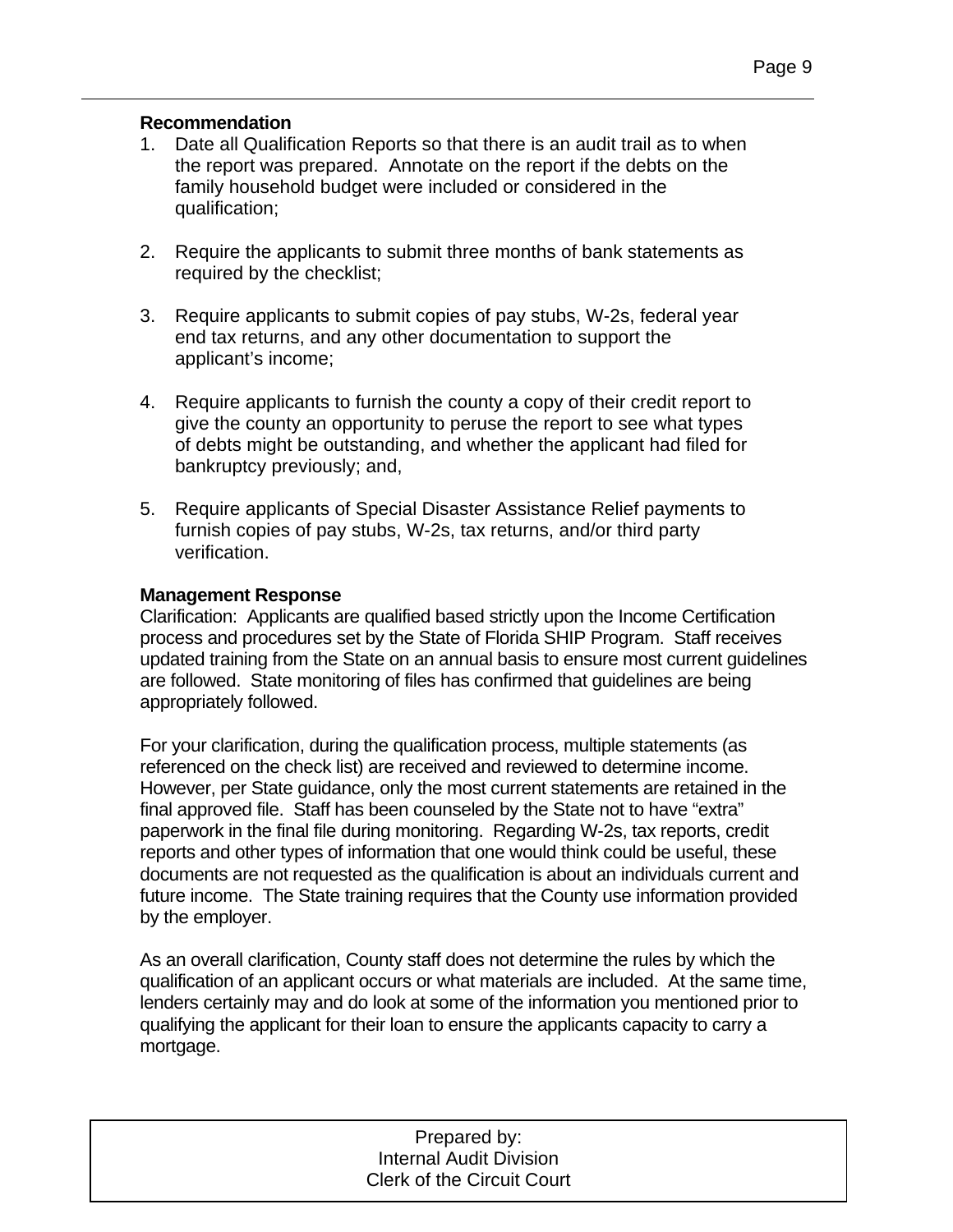**Recommendation**

1. Date all Qualification Reports so that there is an audit trail as to when the report was prepared. Annotate on the report if the debts on the family household budget were included or considered in the qualification;

2. Require the applicants to submit three months of bank statements as required by the checklist;

3. Require applicants to submit copies of pay stubs, W-2s, federal year end tax returns, and any other documentation to support the applicant's income;

4. Require applicants to furnish the county a copy of their credit report to give the county an opportunity to peruse the report to see what types of debts might be outstanding, and whether the applicant had filed for bankruptcy previously; and,

5. Require applicants of Special Disaster Assistance Relief payments to furnish copies of pay stubs, W-2s, tax returns, and/or third party verification.

**Management Response**

Clarification: Applicants are qualified based strictly upon the Income Certification process and procedures set by the State of Florida SHIP Program. Staff receives updated training from the State on an annual basis to ensure most current guidelines are followed. State monitoring of files has confirmed that guidelines are being appropriately followed.

For your clarification, during the qualification process, multiple statements (as referenced on the check list) are received and reviewed to determine income. However, per State guidance, only the most current statements are retained in the final approved file. Staff has been counseled by the State not to have "extra" paperwork in the final file during monitoring. Regarding W-2s, tax reports, credit reports and other types of information that one would think could be useful, these documents are not requested as the qualification is about an individuals current and future income. The State training requires that the County use information provided by the employer.

As an overall clarification, County staff does not determine the rules by which the qualification of an applicant occurs or what materials are included. At the same time, lenders certainly may and do look at some of the information you mentioned prior to qualifying the applicant for their loan to ensure the applicants capacity to carry a mortgage.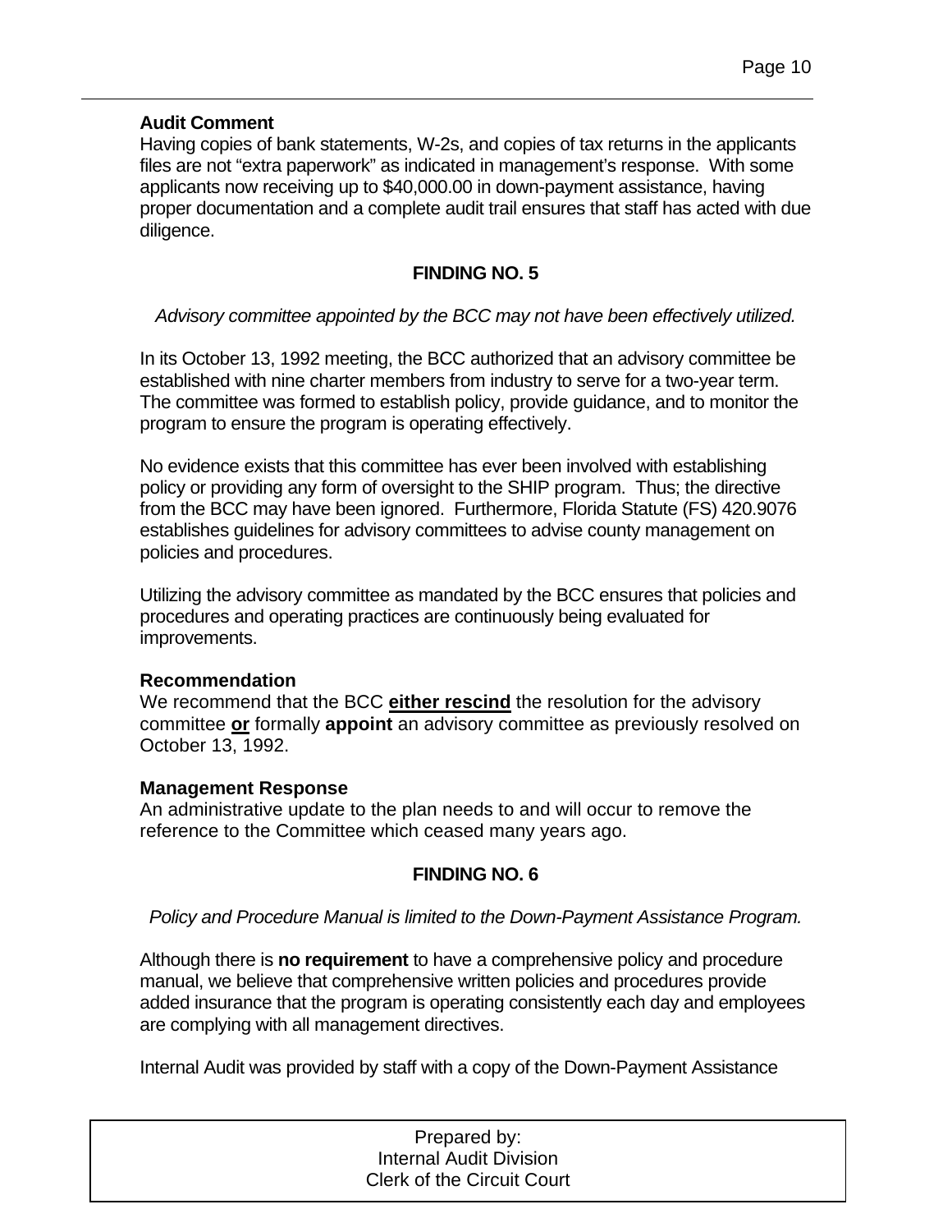**Audit Comment**

Having copies of bank statements, W-2s, and copies of tax returns in the applicants files are not "extra paperwork" as indicated in management's response. With some applicants now receiving up to $40,000.00 in down-payment assistance, having proper documentation and a complete audit trail ensures that staff has acted with due diligence.

### FINDING NO. 5

*Advisory committee appointed by the BCC may not have been effectively utilized.*

In its October 13, 1992 meeting, the BCC authorized that an advisory committee be established with nine charter members from industry to serve for a two-year term. The committee was formed to establish policy, provide guidance, and to monitor the program to ensure the program is operating effectively.

No evidence exists that this committee has ever been involved with establishing policy or providing any form of oversight to the SHIP program. Thus; the directive from the BCC may have been ignored. Furthermore, Florida Statute (FS) 420.9076 establishes guidelines for advisory committees to advise county management on policies and procedures.

Utilizing the advisory committee as mandated by the BCC ensures that policies and procedures and operating practices are continuously being evaluated for improvements.

**Recommendation**

We recommend that the BCC **<u>either rescind</u>** the resolution for the advisory committee **<u>or</u>** formally **appoint** an advisory committee as previously resolved on October 13, 1992.

**Management Response**

An administrative update to the plan needs to and will occur to remove the reference to the Committee which ceased many years ago.

### FINDING NO. 6

*Policy and Procedure Manual is limited to the Down-Payment Assistance Program.*

Although there is **no requirement** to have a comprehensive policy and procedure manual, we believe that comprehensive written policies and procedures provide added insurance that the program is operating consistently each day and employees are complying with all management directives.

Internal Audit was provided by staff with a copy of the Down-Payment Assistance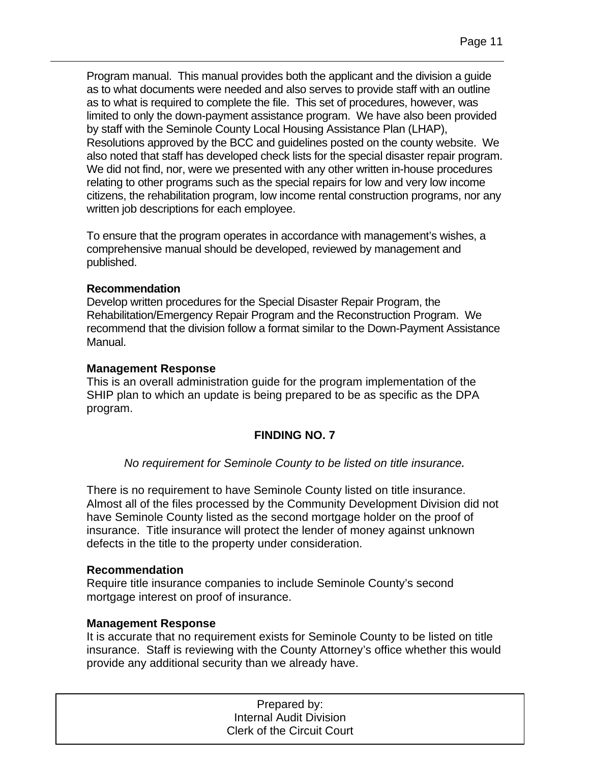Program manual. This manual provides both the applicant and the division a guide as to what documents were needed and also serves to provide staff with an outline as to what is required to complete the file. This set of procedures, however, was limited to only the down-payment assistance program. We have also been provided by staff with the Seminole County Local Housing Assistance Plan (LHAP), Resolutions approved by the BCC and guidelines posted on the county website. We also noted that staff has developed check lists for the special disaster repair program. We did not find, nor, were we presented with any other written in-house procedures relating to other programs such as the special repairs for low and very low income citizens, the rehabilitation program, low income rental construction programs, nor any written job descriptions for each employee.

To ensure that the program operates in accordance with management's wishes, a comprehensive manual should be developed, reviewed by management and published.

**Recommendation**
Develop written procedures for the Special Disaster Repair Program, the Rehabilitation/Emergency Repair Program and the Reconstruction Program. We recommend that the division follow a format similar to the Down-Payment Assistance Manual.

**Management Response**
This is an overall administration guide for the program implementation of the SHIP plan to which an update is being prepared to be as specific as the DPA program.

## FINDING NO. 7

*No requirement for Seminole County to be listed on title insurance.*

There is no requirement to have Seminole County listed on title insurance. Almost all of the files processed by the Community Development Division did not have Seminole County listed as the second mortgage holder on the proof of insurance. Title insurance will protect the lender of money against unknown defects in the title to the property under consideration.

**Recommendation**
Require title insurance companies to include Seminole County's second mortgage interest on proof of insurance.

**Management Response**
It is accurate that no requirement exists for Seminole County to be listed on title insurance. Staff is reviewing with the County Attorney's office whether this would provide any additional security than we already have.